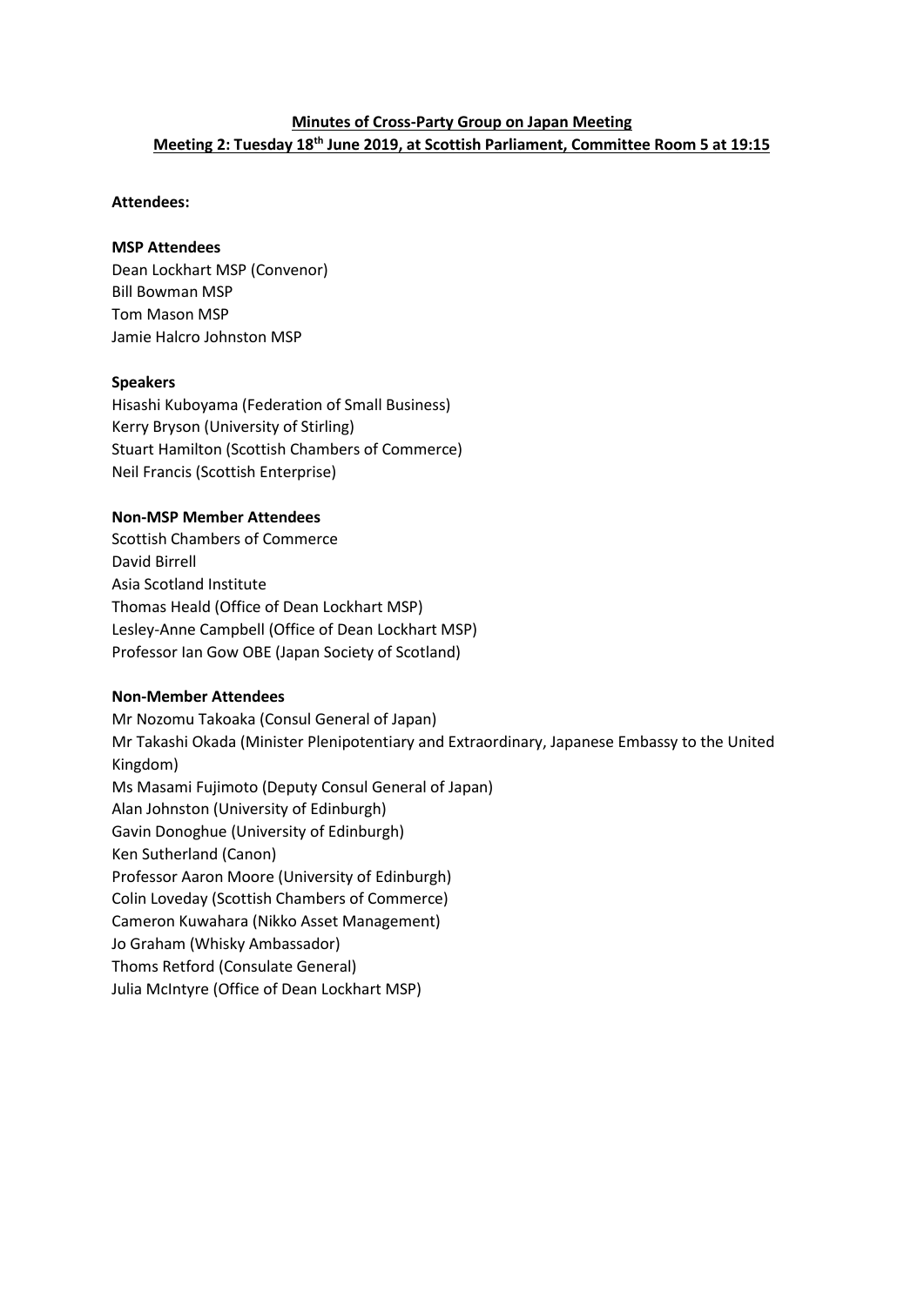**Minutes of Cross-Party Group on Japan Meeting**

**Meeting 2: Tuesday 18th June 2019, at Scottish Parliament, Committee Room 5 at 19:15**

**Attendees:**

**MSP Attendees**

Dean Lockhart MSP (Convenor)
Bill Bowman MSP
Tom Mason MSP
Jamie Halcro Johnston MSP

**Speakers**

Hisashi Kuboyama (Federation of Small Business)
Kerry Bryson (University of Stirling)
Stuart Hamilton (Scottish Chambers of Commerce)
Neil Francis (Scottish Enterprise)

**Non-MSP Member Attendees**

Scottish Chambers of Commerce
David Birrell
Asia Scotland Institute
Thomas Heald (Office of Dean Lockhart MSP)
Lesley-Anne Campbell (Office of Dean Lockhart MSP)
Professor Ian Gow OBE (Japan Society of Scotland)

**Non-Member Attendees**

Mr Nozomu Takoaka (Consul General of Japan)
Mr Takashi Okada (Minister Plenipotentiary and Extraordinary, Japanese Embassy to the United Kingdom)
Ms Masami Fujimoto (Deputy Consul General of Japan)
Alan Johnston (University of Edinburgh)
Gavin Donoghue (University of Edinburgh)
Ken Sutherland (Canon)
Professor Aaron Moore (University of Edinburgh)
Colin Loveday (Scottish Chambers of Commerce)
Cameron Kuwahara (Nikko Asset Management)
Jo Graham (Whisky Ambassador)
Thoms Retford (Consulate General)
Julia McIntyre (Office of Dean Lockhart MSP)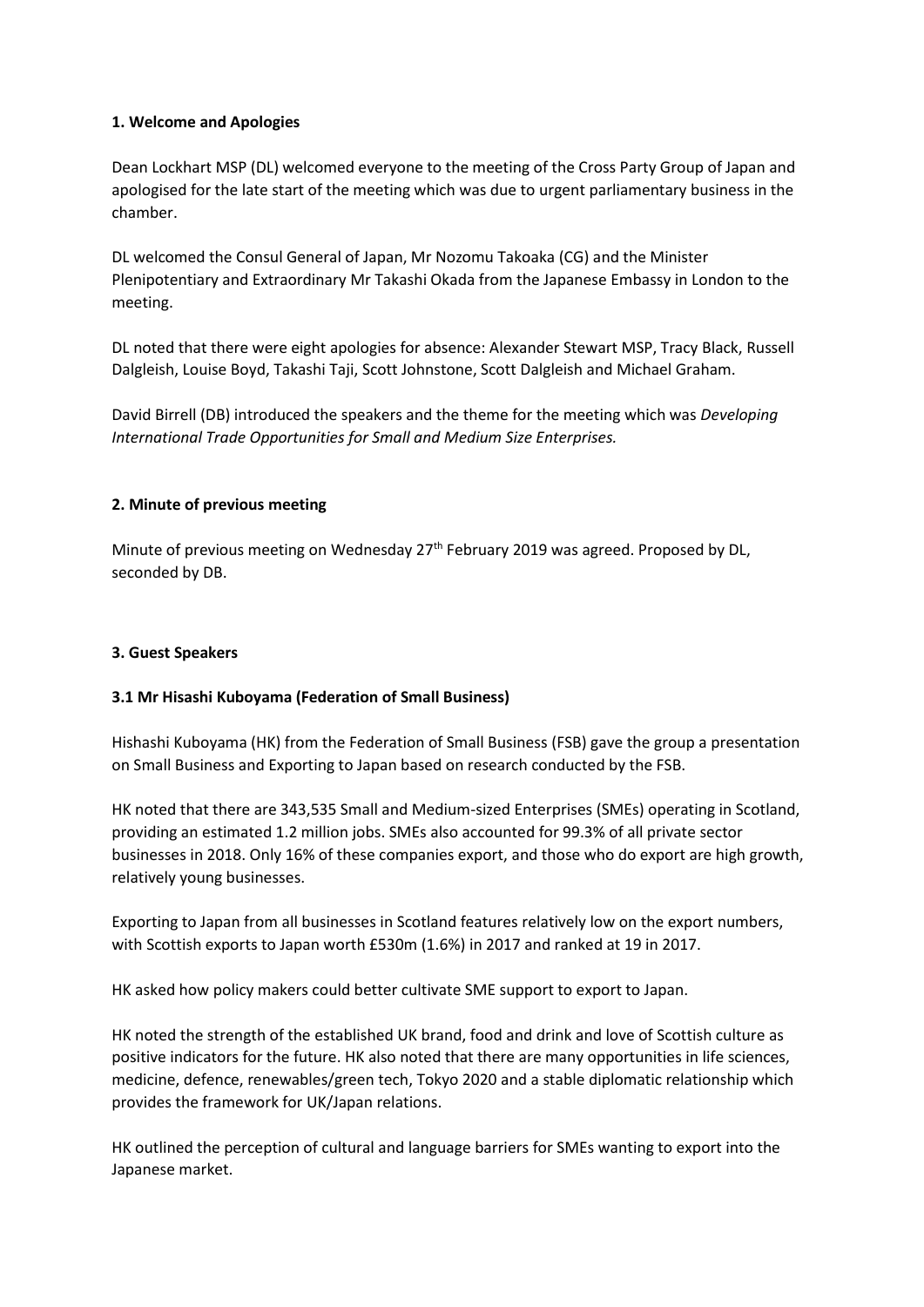### 1. Welcome and Apologies

Dean Lockhart MSP (DL) welcomed everyone to the meeting of the Cross Party Group of Japan and apologised for the late start of the meeting which was due to urgent parliamentary business in the chamber.

DL welcomed the Consul General of Japan, Mr Nozomu Takoaka (CG) and the Minister Plenipotentiary and Extraordinary Mr Takashi Okada from the Japanese Embassy in London to the meeting.

DL noted that there were eight apologies for absence: Alexander Stewart MSP, Tracy Black, Russell Dalgleish, Louise Boyd, Takashi Taji, Scott Johnstone, Scott Dalgleish and Michael Graham.

David Birrell (DB) introduced the speakers and the theme for the meeting which was *Developing International Trade Opportunities for Small and Medium Size Enterprises.*

### 2. Minute of previous meeting

Minute of previous meeting on Wednesday 27th February 2019 was agreed. Proposed by DL, seconded by DB.

### 3. Guest Speakers

#### 3.1 Mr Hisashi Kuboyama (Federation of Small Business)

Hishashi Kuboyama (HK) from the Federation of Small Business (FSB) gave the group a presentation on Small Business and Exporting to Japan based on research conducted by the FSB.

HK noted that there are 343,535 Small and Medium-sized Enterprises (SMEs) operating in Scotland, providing an estimated 1.2 million jobs. SMEs also accounted for 99.3% of all private sector businesses in 2018. Only 16% of these companies export, and those who do export are high growth, relatively young businesses.

Exporting to Japan from all businesses in Scotland features relatively low on the export numbers, with Scottish exports to Japan worth £530m (1.6%) in 2017 and ranked at 19 in 2017.

HK asked how policy makers could better cultivate SME support to export to Japan.

HK noted the strength of the established UK brand, food and drink and love of Scottish culture as positive indicators for the future. HK also noted that there are many opportunities in life sciences, medicine, defence, renewables/green tech, Tokyo 2020 and a stable diplomatic relationship which provides the framework for UK/Japan relations.

HK outlined the perception of cultural and language barriers for SMEs wanting to export into the Japanese market.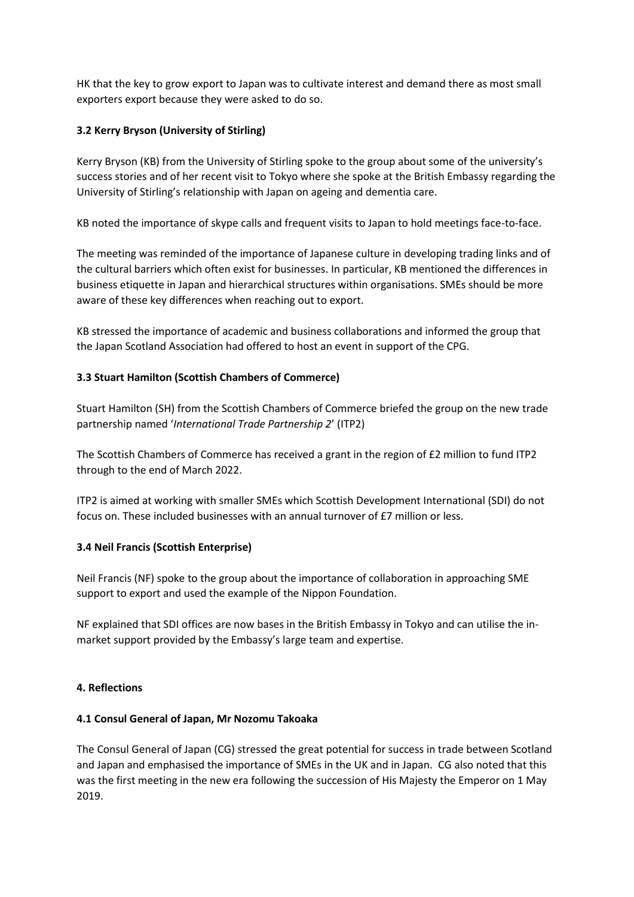HK that the key to grow export to Japan was to cultivate interest and demand there as most small exporters export because they were asked to do so.

### 3.2 Kerry Bryson (University of Stirling)

Kerry Bryson (KB) from the University of Stirling spoke to the group about some of the university's success stories and of her recent visit to Tokyo where she spoke at the British Embassy regarding the University of Stirling's relationship with Japan on ageing and dementia care.

KB noted the importance of skype calls and frequent visits to Japan to hold meetings face-to-face.

The meeting was reminded of the importance of Japanese culture in developing trading links and of the cultural barriers which often exist for businesses. In particular, KB mentioned the differences in business etiquette in Japan and hierarchical structures within organisations. SMEs should be more aware of these key differences when reaching out to export.

KB stressed the importance of academic and business collaborations and informed the group that the Japan Scotland Association had offered to host an event in support of the CPG.

### 3.3 Stuart Hamilton (Scottish Chambers of Commerce)

Stuart Hamilton (SH) from the Scottish Chambers of Commerce briefed the group on the new trade partnership named '*International Trade Partnership 2*' (ITP2)

The Scottish Chambers of Commerce has received a grant in the region of £2 million to fund ITP2 through to the end of March 2022.

ITP2 is aimed at working with smaller SMEs which Scottish Development International (SDI) do not focus on. These included businesses with an annual turnover of £7 million or less.

### 3.4 Neil Francis (Scottish Enterprise)

Neil Francis (NF) spoke to the group about the importance of collaboration in approaching SME support to export and used the example of the Nippon Foundation.

NF explained that SDI offices are now bases in the British Embassy in Tokyo and can utilise the in-market support provided by the Embassy's large team and expertise.

## 4. Reflections

### 4.1 Consul General of Japan, Mr Nozomu Takoaka

The Consul General of Japan (CG) stressed the great potential for success in trade between Scotland and Japan and emphasised the importance of SMEs in the UK and in Japan. CG also noted that this was the first meeting in the new era following the succession of His Majesty the Emperor on 1 May 2019.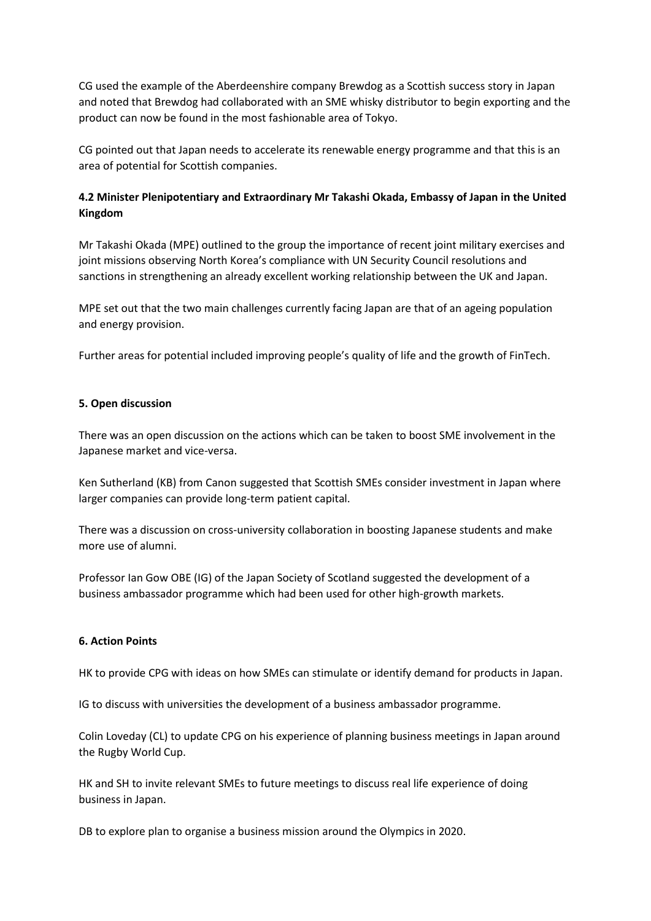CG used the example of the Aberdeenshire company Brewdog as a Scottish success story in Japan and noted that Brewdog had collaborated with an SME whisky distributor to begin exporting and the product can now be found in the most fashionable area of Tokyo.

CG pointed out that Japan needs to accelerate its renewable energy programme and that this is an area of potential for Scottish companies.

### 4.2 Minister Plenipotentiary and Extraordinary Mr Takashi Okada, Embassy of Japan in the United Kingdom

Mr Takashi Okada (MPE) outlined to the group the importance of recent joint military exercises and joint missions observing North Korea's compliance with UN Security Council resolutions and sanctions in strengthening an already excellent working relationship between the UK and Japan.

MPE set out that the two main challenges currently facing Japan are that of an ageing population and energy provision.

Further areas for potential included improving people's quality of life and the growth of FinTech.

### 5. Open discussion

There was an open discussion on the actions which can be taken to boost SME involvement in the Japanese market and vice-versa.

Ken Sutherland (KB) from Canon suggested that Scottish SMEs consider investment in Japan where larger companies can provide long-term patient capital.

There was a discussion on cross-university collaboration in boosting Japanese students and make more use of alumni.

Professor Ian Gow OBE (IG) of the Japan Society of Scotland suggested the development of a business ambassador programme which had been used for other high-growth markets.

### 6. Action Points

HK to provide CPG with ideas on how SMEs can stimulate or identify demand for products in Japan.

IG to discuss with universities the development of a business ambassador programme.

Colin Loveday (CL) to update CPG on his experience of planning business meetings in Japan around the Rugby World Cup.

HK and SH to invite relevant SMEs to future meetings to discuss real life experience of doing business in Japan.

DB to explore plan to organise a business mission around the Olympics in 2020.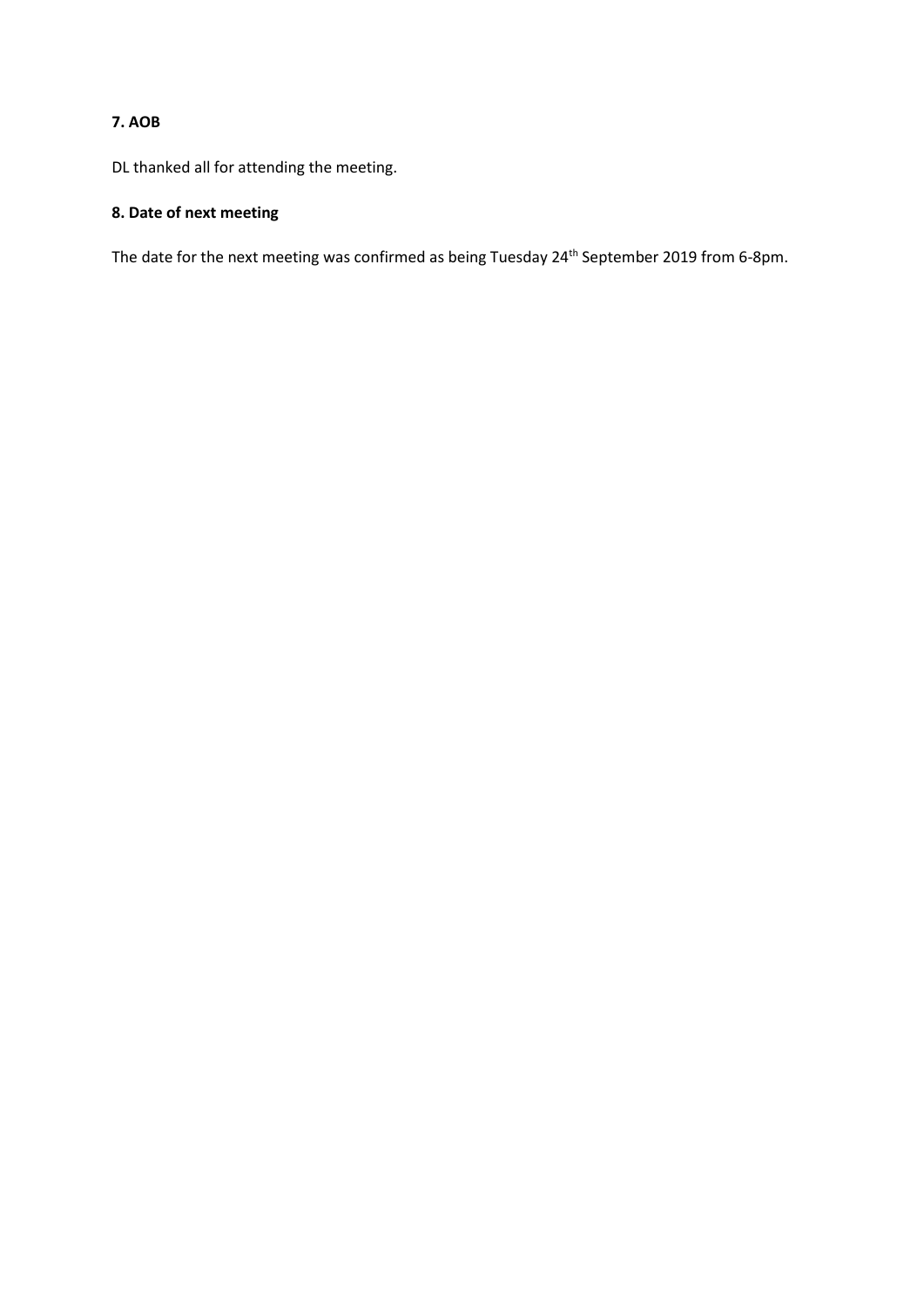### 7. AOB

DL thanked all for attending the meeting.

### 8. Date of next meeting

The date for the next meeting was confirmed as being Tuesday 24th September 2019 from 6-8pm.